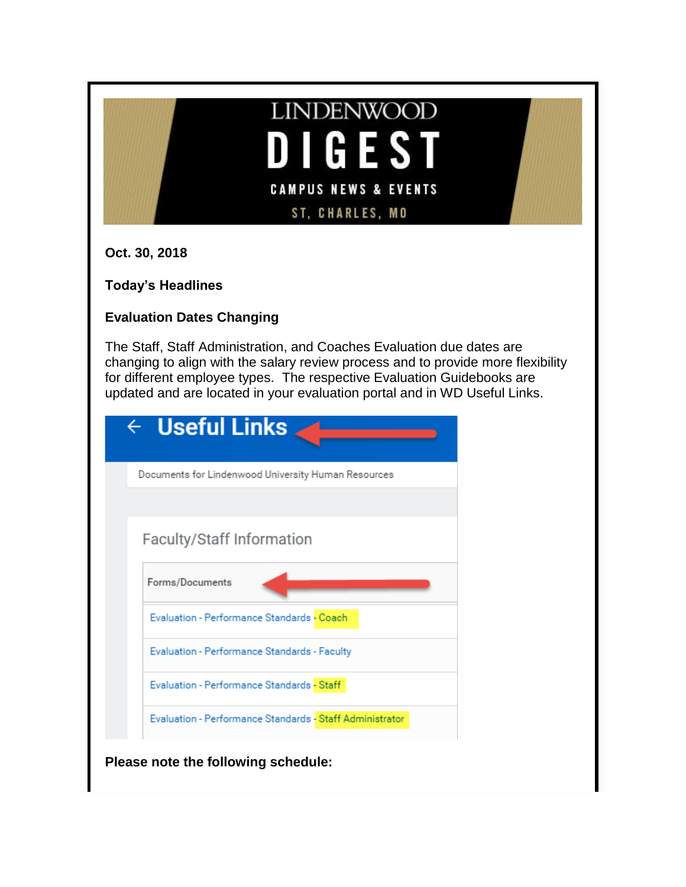LINDENWOOD

DIGEST

CAMPUS NEWS & EVENTS

ST. CHARLES, MO

**Oct. 30, 2018**

**Today's Headlines**

**Evaluation Dates Changing**

The Staff, Staff Administration, and Coaches Evaluation due dates are changing to align with the salary review process and to provide more flexibility for different employee types. The respective Evaluation Guidebooks are updated and are located in your evaluation portal and in WD Useful Links.

← Useful Links

Documents for Lindenwood University Human Resources

Faculty/Staff Information

Forms/Documents

- Evaluation - Performance Standards - Coach
- Evaluation - Performance Standards - Faculty
- Evaluation - Performance Standards - Staff
- Evaluation - Performance Standards - Staff Administrator

**Please note the following schedule:**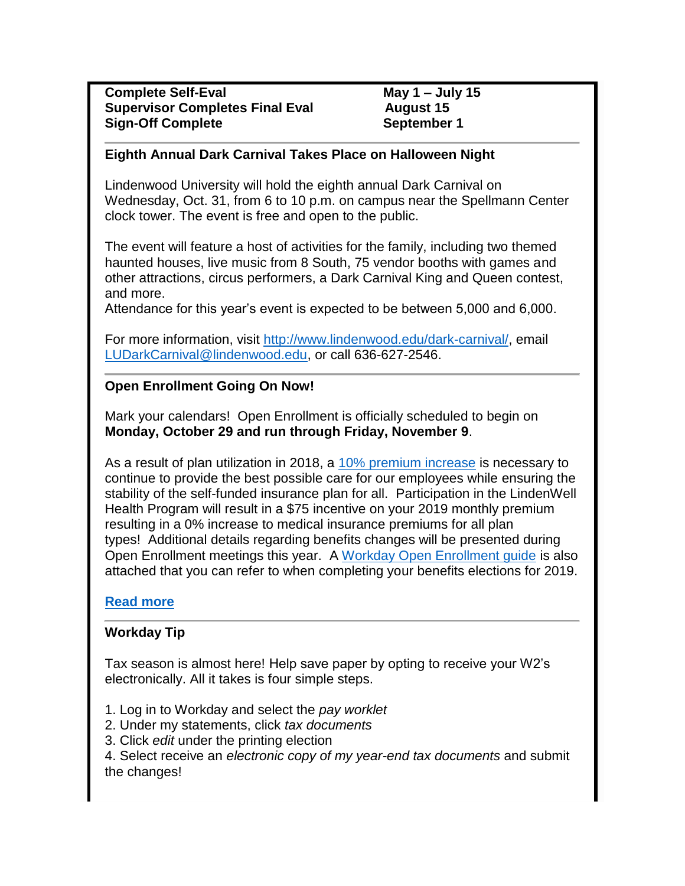| | |
|---|---|
| **Complete Self-Eval** | **May 1 – July 15** |
| **Supervisor Completes Final Eval** | **August 15** |
| **Sign-Off Complete** | **September 1** |

---

### Eighth Annual Dark Carnival Takes Place on Halloween Night

Lindenwood University will hold the eighth annual Dark Carnival on Wednesday, Oct. 31, from 6 to 10 p.m. on campus near the Spellmann Center clock tower. The event is free and open to the public.

The event will feature a host of activities for the family, including two themed haunted houses, live music from 8 South, 75 vendor booths with games and other attractions, circus performers, a Dark Carnival King and Queen contest, and more.
Attendance for this year's event is expected to be between 5,000 and 6,000.

For more information, visit [http://www.lindenwood.edu/dark-carnival/](http://www.lindenwood.edu/dark-carnival/), email [LUDarkCarnival@lindenwood.edu](mailto:LUDarkCarnival@lindenwood.edu), or call 636-627-2546.

---

### Open Enrollment Going On Now!

Mark your calendars! Open Enrollment is officially scheduled to begin on **Monday, October 29 and run through Friday, November 9**.

As a result of plan utilization in 2018, a [10% premium increase]() is necessary to continue to provide the best possible care for our employees while ensuring the stability of the self-funded insurance plan for all. Participation in the LindenWell Health Program will result in a $75 incentive on your 2019 monthly premium resulting in a 0% increase to medical insurance premiums for all plan types! Additional details regarding benefits changes will be presented during Open Enrollment meetings this year. A [Workday Open Enrollment guide]() is also attached that you can refer to when completing your benefits elections for 2019.

**[Read more]()**

---

### Workday Tip

Tax season is almost here! Help save paper by opting to receive your W2's electronically. All it takes is four simple steps.

1. Log in to Workday and select the *pay worklet*
2. Under my statements, click *tax documents*
3. Click *edit* under the printing election
4. Select receive an *electronic copy of my year-end tax documents* and submit the changes!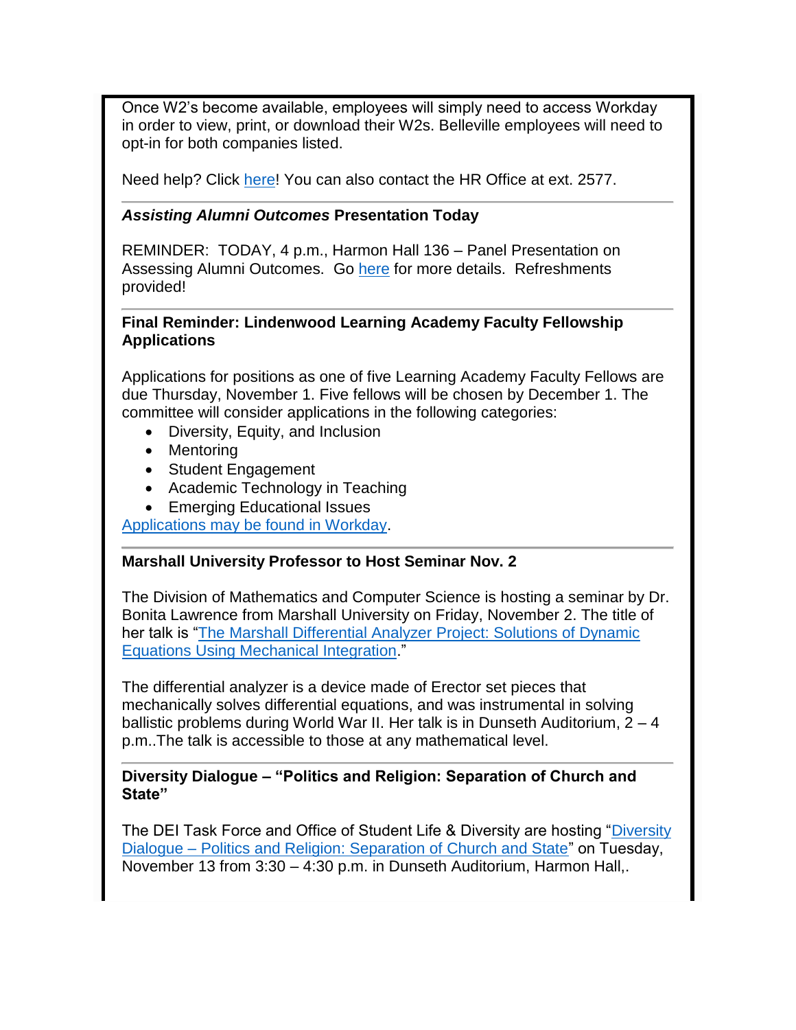Once W2's become available, employees will simply need to access Workday in order to view, print, or download their W2s. Belleville employees will need to opt-in for both companies listed.

Need help? Click here! You can also contact the HR Office at ext. 2577.

---

### ***Assisting Alumni Outcomes*** **Presentation Today**

REMINDER: TODAY, 4 p.m., Harmon Hall 136 – Panel Presentation on Assessing Alumni Outcomes. Go here for more details. Refreshments provided!

---

### Final Reminder: Lindenwood Learning Academy Faculty Fellowship Applications

Applications for positions as one of five Learning Academy Faculty Fellows are due Thursday, November 1. Five fellows will be chosen by December 1. The committee will consider applications in the following categories:

- Diversity, Equity, and Inclusion
- Mentoring
- Student Engagement
- Academic Technology in Teaching
- Emerging Educational Issues

Applications may be found in Workday.

---

### Marshall University Professor to Host Seminar Nov. 2

The Division of Mathematics and Computer Science is hosting a seminar by Dr. Bonita Lawrence from Marshall University on Friday, November 2. The title of her talk is "The Marshall Differential Analyzer Project: Solutions of Dynamic Equations Using Mechanical Integration."

The differential analyzer is a device made of Erector set pieces that mechanically solves differential equations, and was instrumental in solving ballistic problems during World War II. Her talk is in Dunseth Auditorium, 2 – 4 p.m..The talk is accessible to those at any mathematical level.

---

### Diversity Dialogue – "Politics and Religion: Separation of Church and State"

The DEI Task Force and Office of Student Life & Diversity are hosting "Diversity Dialogue – Politics and Religion: Separation of Church and State" on Tuesday, November 13 from 3:30 – 4:30 p.m. in Dunseth Auditorium, Harmon Hall,.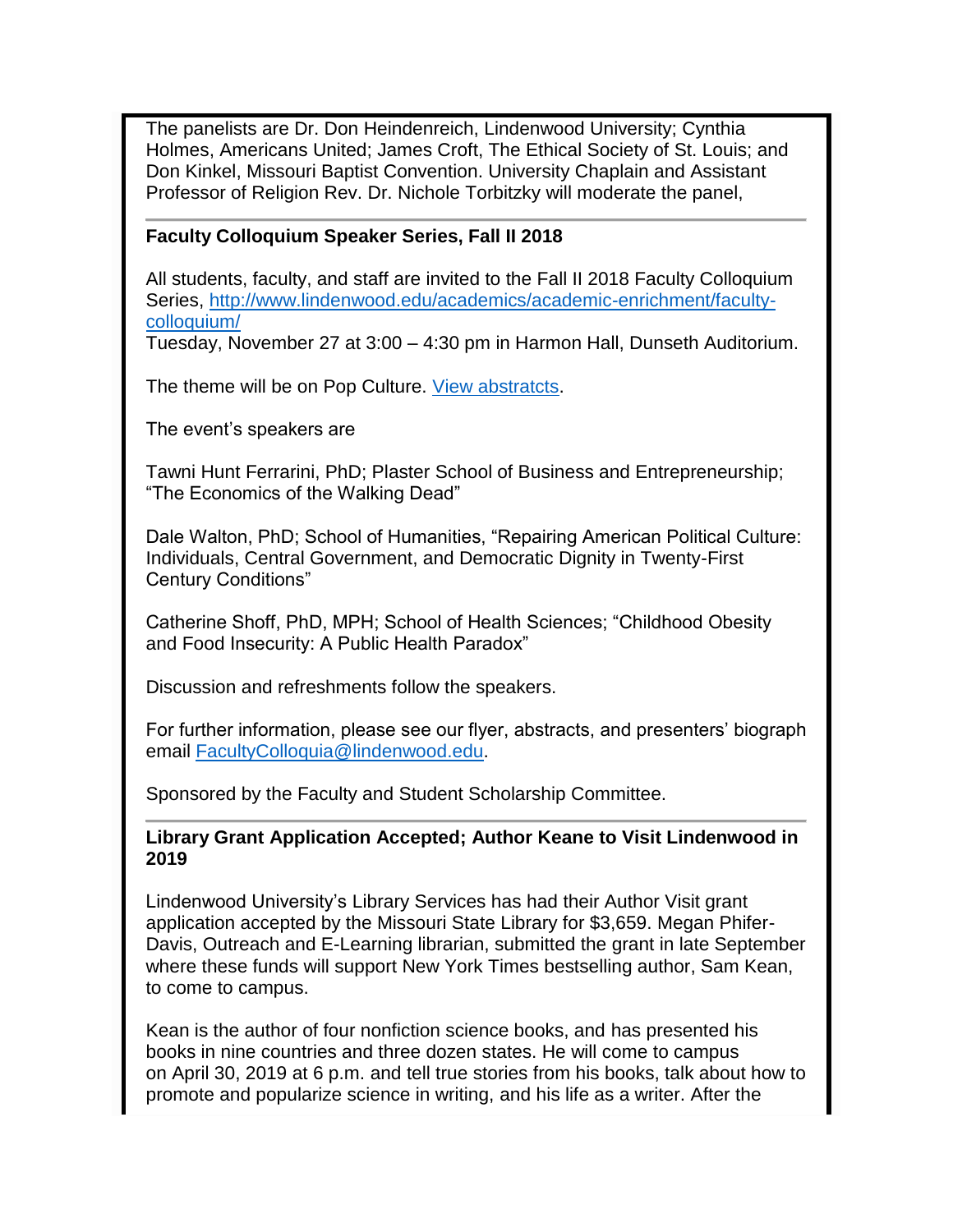The panelists are Dr. Don Heindenreich, Lindenwood University; Cynthia Holmes, Americans United; James Croft, The Ethical Society of St. Louis; and Don Kinkel, Missouri Baptist Convention. University Chaplain and Assistant Professor of Religion Rev. Dr. Nichole Torbitzky will moderate the panel,

---

**Faculty Colloquium Speaker Series, Fall II 2018**

All students, faculty, and staff are invited to the Fall II 2018 Faculty Colloquium Series, http://www.lindenwood.edu/academics/academic-enrichment/faculty-colloquium/
Tuesday, November 27 at 3:00 – 4:30 pm in Harmon Hall, Dunseth Auditorium.

The theme will be on Pop Culture. View abstractcts.

The event's speakers are

Tawni Hunt Ferrarini, PhD; Plaster School of Business and Entrepreneurship; "The Economics of the Walking Dead"

Dale Walton, PhD; School of Humanities, "Repairing American Political Culture: Individuals, Central Government, and Democratic Dignity in Twenty-First Century Conditions"

Catherine Shoff, PhD, MPH; School of Health Sciences; "Childhood Obesity and Food Insecurity: A Public Health Paradox"

Discussion and refreshments follow the speakers.

For further information, please see our flyer, abstracts, and presenters' biograph email FacultyColloquia@lindenwood.edu.

Sponsored by the Faculty and Student Scholarship Committee.

---

**Library Grant Application Accepted; Author Keane to Visit Lindenwood in 2019**

Lindenwood University's Library Services has had their Author Visit grant application accepted by the Missouri State Library for $3,659. Megan Phifer-Davis, Outreach and E-Learning librarian, submitted the grant in late September where these funds will support New York Times bestselling author, Sam Kean, to come to campus.

Kean is the author of four nonfiction science books, and has presented his books in nine countries and three dozen states. He will come to campus on April 30, 2019 at 6 p.m. and tell true stories from his books, talk about how to promote and popularize science in writing, and his life as a writer. After the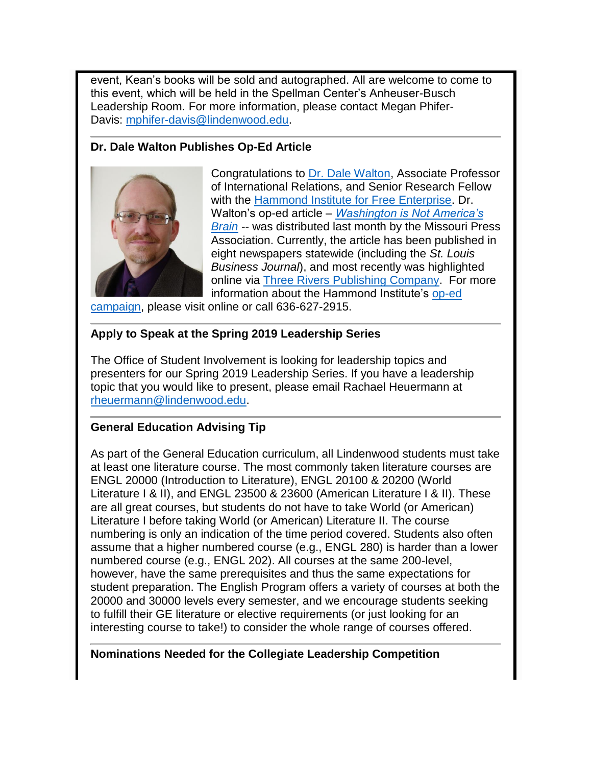event, Kean's books will be sold and autographed. All are welcome to come to this event, which will be held in the Spellman Center's Anheuser-Busch Leadership Room. For more information, please contact Megan Phifer-Davis: mphifer-davis@lindenwood.edu.

### Dr. Dale Walton Publishes Op-Ed Article

Congratulations to Dr. Dale Walton, Associate Professor of International Relations, and Senior Research Fellow with the Hammond Institute for Free Enterprise. Dr. Walton's op-ed article – *Washington is Not America's Brain* -- was distributed last month by the Missouri Press Association. Currently, the article has been published in eight newspapers statewide (including the *St. Louis Business Journal*), and most recently was highlighted online via Three Rivers Publishing Company. For more information about the Hammond Institute's op-ed campaign, please visit online or call 636-627-2915.

### Apply to Speak at the Spring 2019 Leadership Series

The Office of Student Involvement is looking for leadership topics and presenters for our Spring 2019 Leadership Series. If you have a leadership topic that you would like to present, please email Rachael Heuermann at rheuermann@lindenwood.edu.

### General Education Advising Tip

As part of the General Education curriculum, all Lindenwood students must take at least one literature course. The most commonly taken literature courses are ENGL 20000 (Introduction to Literature), ENGL 20100 & 20200 (World Literature I & II), and ENGL 23500 & 23600 (American Literature I & II). These are all great courses, but students do not have to take World (or American) Literature I before taking World (or American) Literature II. The course numbering is only an indication of the time period covered. Students also often assume that a higher numbered course (e.g., ENGL 280) is harder than a lower numbered course (e.g., ENGL 202). All courses at the same 200-level, however, have the same prerequisites and thus the same expectations for student preparation. The English Program offers a variety of courses at both the 20000 and 30000 levels every semester, and we encourage students seeking to fulfill their GE literature or elective requirements (or just looking for an interesting course to take!) to consider the whole range of courses offered.

### Nominations Needed for the Collegiate Leadership Competition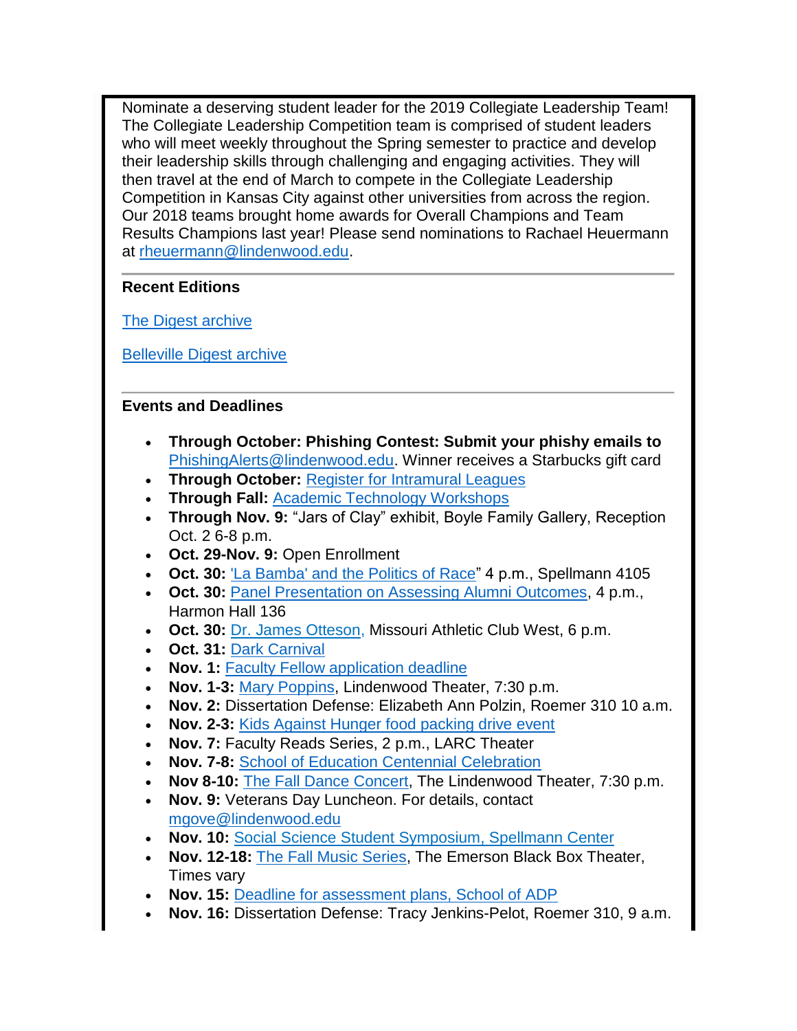Nominate a deserving student leader for the 2019 Collegiate Leadership Team! The Collegiate Leadership Competition team is comprised of student leaders who will meet weekly throughout the Spring semester to practice and develop their leadership skills through challenging and engaging activities. They will then travel at the end of March to compete in the Collegiate Leadership Competition in Kansas City against other universities from across the region. Our 2018 teams brought home awards for Overall Champions and Team Results Champions last year! Please send nominations to Rachael Heuermann at rheuermann@lindenwood.edu.

---

**Recent Editions**

The Digest archive

Belleville Digest archive

---

**Events and Deadlines**

- **Through October: Phishing Contest: Submit your phishy emails to** PhishingAlerts@lindenwood.edu. Winner receives a Starbucks gift card
- **Through October:** Register for Intramural Leagues
- **Through Fall:** Academic Technology Workshops
- **Through Nov. 9:** “Jars of Clay” exhibit, Boyle Family Gallery, Reception Oct. 2 6-8 p.m.
- **Oct. 29-Nov. 9:** Open Enrollment
- **Oct. 30:** 'La Bamba' and the Politics of Race” 4 p.m., Spellmann 4105
- **Oct. 30:** Panel Presentation on Assessing Alumni Outcomes, 4 p.m., Harmon Hall 136
- **Oct. 30:** Dr. James Otteson, Missouri Athletic Club West, 6 p.m.
- **Oct. 31:** Dark Carnival
- **Nov. 1:** Faculty Fellow application deadline
- **Nov. 1-3:** Mary Poppins, Lindenwood Theater, 7:30 p.m.
- **Nov. 2:** Dissertation Defense: Elizabeth Ann Polzin, Roemer 310 10 a.m.
- **Nov. 2-3:** Kids Against Hunger food packing drive event
- **Nov. 7:** Faculty Reads Series, 2 p.m., LARC Theater
- **Nov. 7-8:** School of Education Centennial Celebration
- **Nov 8-10:** The Fall Dance Concert, The Lindenwood Theater, 7:30 p.m.
- **Nov. 9:** Veterans Day Luncheon. For details, contact mgove@lindenwood.edu
- **Nov. 10:** Social Science Student Symposium, Spellmann Center
- **Nov. 12-18:** The Fall Music Series, The Emerson Black Box Theater, Times vary
- **Nov. 15:** Deadline for assessment plans, School of ADP
- **Nov. 16:** Dissertation Defense: Tracy Jenkins-Pelot, Roemer 310, 9 a.m.